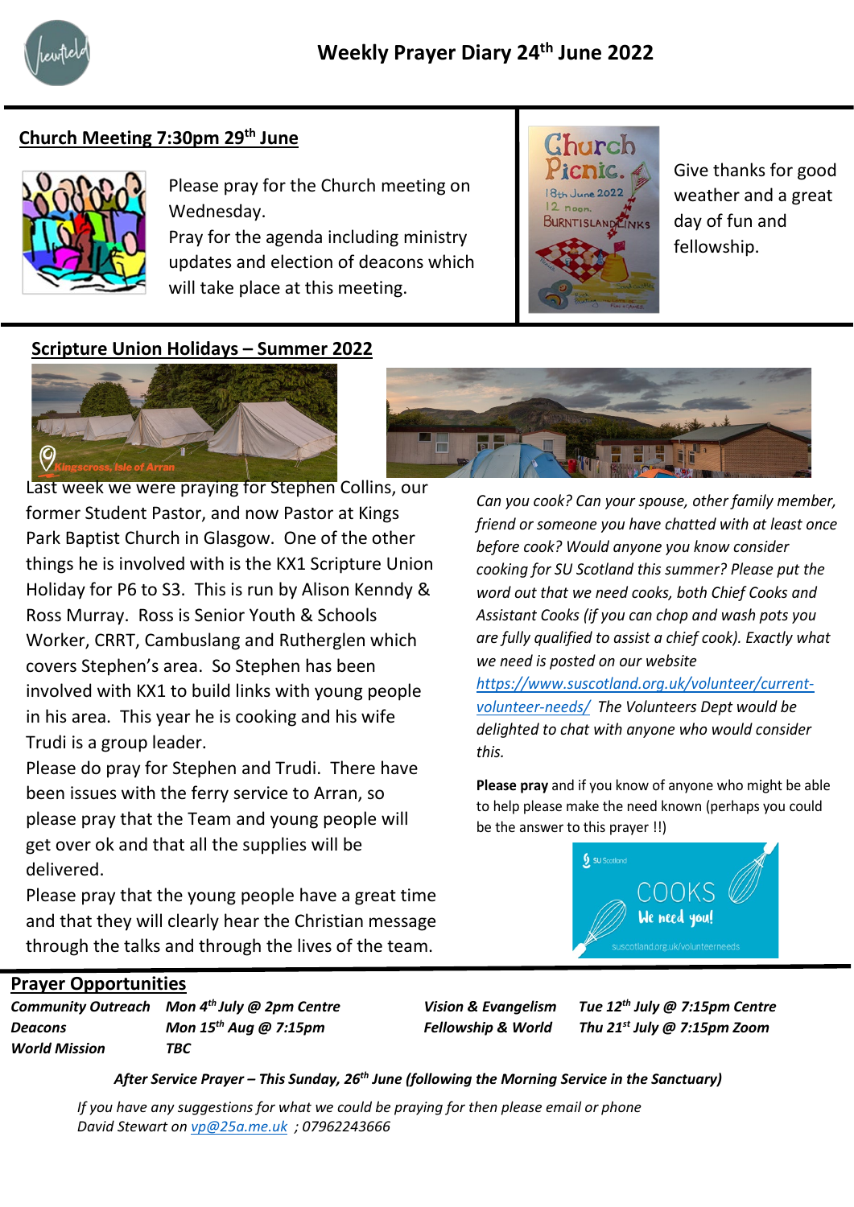# Weekly Prayer Diary 24th June 2022

## Church Meeting 7:30pm 29th June

Please pray for the Church meeting on Wednesday.
Pray for the agenda including ministry updates and election of deacons which will take place at this meeting.

Give thanks for good weather and a great day of fun and fellowship.

## Scripture Union Holidays – Summer 2022

Last week we were praying for Stephen Collins, our former Student Pastor, and now Pastor at Kings Park Baptist Church in Glasgow. One of the other things he is involved with is the KX1 Scripture Union Holiday for P6 to S3. This is run by Alison Kenndy & Ross Murray. Ross is Senior Youth & Schools Worker, CRRT, Cambuslang and Rutherglen which covers Stephen's area. So Stephen has been involved with KX1 to build links with young people in his area. This year he is cooking and his wife Trudi is a group leader.

Please do pray for Stephen and Trudi. There have been issues with the ferry service to Arran, so please pray that the Team and young people will get over ok and that all the supplies will be delivered.

Please pray that the young people have a great time and that they will clearly hear the Christian message through the talks and through the lives of the team.

*Can you cook? Can your spouse, other family member, friend or someone you have chatted with at least once before cook? Would anyone you know consider cooking for SU Scotland this summer? Please put the word out that we need cooks, both Chief Cooks and Assistant Cooks (if you can chop and wash pots you are fully qualified to assist a chief cook). Exactly what we need is posted on our website https://www.suscotland.org.uk/volunteer/current-volunteer-needs/ The Volunteers Dept would be delighted to chat with anyone who would consider this.*

**Please pray** and if you know of anyone who might be able to help please make the need known (perhaps you could be the answer to this prayer !!)

## Prayer Opportunities

| | | | |
|---|---|---|---|
| ***Community Outreach*** | ***Mon 4th July @ 2pm Centre*** | ***Vision & Evangelism*** | ***Tue 12th July @ 7:15pm Centre*** |
| ***Deacons*** | ***Mon 15th Aug @ 7:15pm*** | ***Fellowship & World*** | ***Thu 21st July @ 7:15pm Zoom*** |
| ***World Mission*** | ***TBC*** | | |

***After Service Prayer – This Sunday, 26th June (following the Morning Service in the Sanctuary)***

*If you have any suggestions for what we could be praying for then please email or phone David Stewart on vp@25a.me.uk ; 07962243666*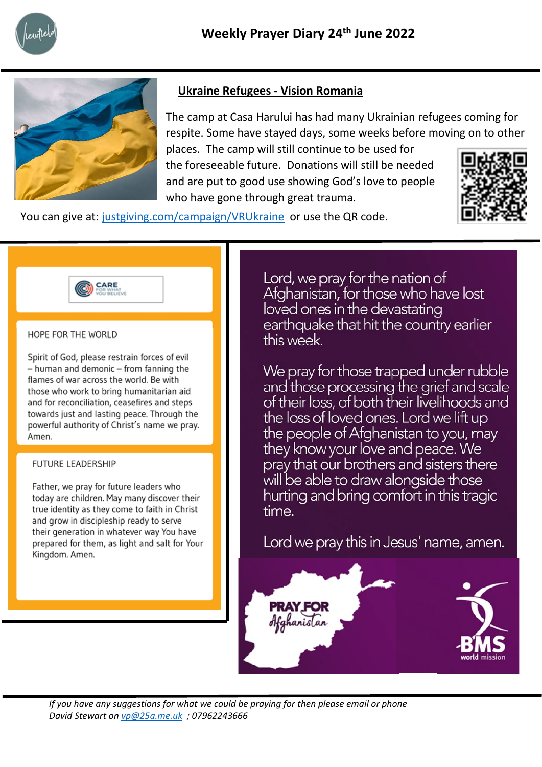# Weekly Prayer Diary 24th June 2022

## Ukraine Refugees - Vision Romania

The camp at Casa Harului has had many Ukrainian refugees coming for respite. Some have stayed days, some weeks before moving on to other places. The camp will still continue to be used for the foreseeable future. Donations will still be needed and are put to good use showing God's love to people who have gone through great trauma.

You can give at: justgiving.com/campaign/VRUkraine or use the QR code.

CARE FOR WHAT YOU BELIEVE

HOPE FOR THE WORLD

Spirit of God, please restrain forces of evil – human and demonic – from fanning the flames of war across the world. Be with those who work to bring humanitarian aid and for reconciliation, ceasefires and steps towards just and lasting peace. Through the powerful authority of Christ's name we pray. Amen.

FUTURE LEADERSHIP

Father, we pray for future leaders who today are children. May many discover their true identity as they come to faith in Christ and grow in discipleship ready to serve their generation in whatever way You have prepared for them, as light and salt for Your Kingdom. Amen.

Lord, we pray for the nation of Afghanistan, for those who have lost loved ones in the devastating earthquake that hit the country earlier this week.

We pray for those trapped under rubble and those processing the grief and scale of their loss, of both their livelihoods and the loss of loved ones. Lord we lift up the people of Afghanistan to you, may they know your love and peace. We pray that our brothers and sisters there will be able to draw alongside those hurting and bring comfort in this tragic time.

Lord we pray this in Jesus' name, amen.

PRAY FOR Afghanistan

BMS world mission

*If you have any suggestions for what we could be praying for then please email or phone David Stewart on vp@25a.me.uk ; 07962243666*